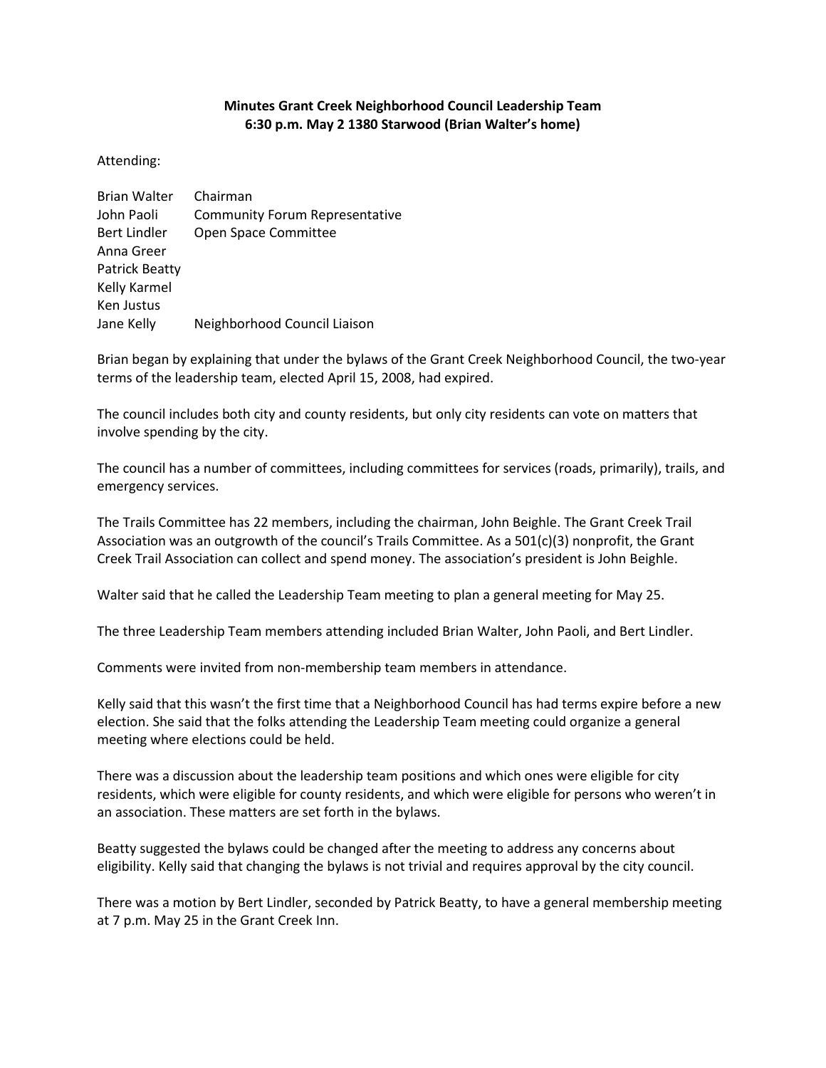**Minutes Grant Creek Neighborhood Council Leadership Team**
**6:30 p.m. May 2 1380 Starwood (Brian Walter's home)**

Attending:

| | |
|---|---|
| Brian Walter | Chairman |
| John Paoli | Community Forum Representative |
| Bert Lindler | Open Space Committee |
| Anna Greer | |
| Patrick Beatty | |
| Kelly Karmel | |
| Ken Justus | |
| Jane Kelly | Neighborhood Council Liaison |

Brian began by explaining that under the bylaws of the Grant Creek Neighborhood Council, the two-year terms of the leadership team, elected April 15, 2008, had expired.

The council includes both city and county residents, but only city residents can vote on matters that involve spending by the city.

The council has a number of committees, including committees for services (roads, primarily), trails, and emergency services.

The Trails Committee has 22 members, including the chairman, John Beighle. The Grant Creek Trail Association was an outgrowth of the council's Trails Committee. As a 501(c)(3) nonprofit, the Grant Creek Trail Association can collect and spend money. The association's president is John Beighle.

Walter said that he called the Leadership Team meeting to plan a general meeting for May 25.

The three Leadership Team members attending included Brian Walter, John Paoli, and Bert Lindler.

Comments were invited from non-membership team members in attendance.

Kelly said that this wasn't the first time that a Neighborhood Council has had terms expire before a new election. She said that the folks attending the Leadership Team meeting could organize a general meeting where elections could be held.

There was a discussion about the leadership team positions and which ones were eligible for city residents, which were eligible for county residents, and which were eligible for persons who weren't in an association. These matters are set forth in the bylaws.

Beatty suggested the bylaws could be changed after the meeting to address any concerns about eligibility. Kelly said that changing the bylaws is not trivial and requires approval by the city council.

There was a motion by Bert Lindler, seconded by Patrick Beatty, to have a general membership meeting at 7 p.m. May 25 in the Grant Creek Inn.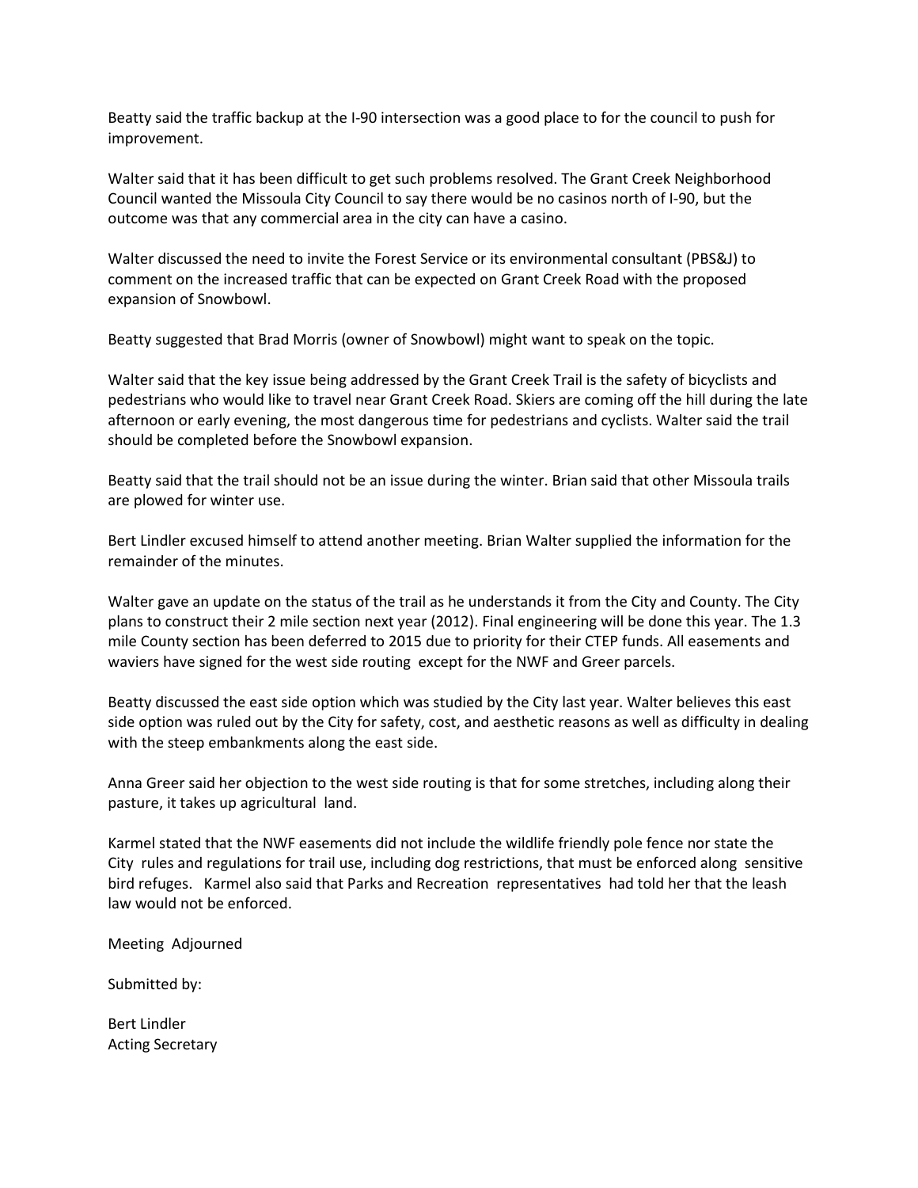Beatty said the traffic backup at the I-90 intersection was a good place to for the council to push for improvement.

Walter said that it has been difficult to get such problems resolved. The Grant Creek Neighborhood Council wanted the Missoula City Council to say there would be no casinos north of I-90, but the outcome was that any commercial area in the city can have a casino.

Walter discussed the need to invite the Forest Service or its environmental consultant (PBS&J) to comment on the increased traffic that can be expected on Grant Creek Road with the proposed expansion of Snowbowl.

Beatty suggested that Brad Morris (owner of Snowbowl) might want to speak on the topic.

Walter said that the key issue being addressed by the Grant Creek Trail is the safety of bicyclists and pedestrians who would like to travel near Grant Creek Road. Skiers are coming off the hill during the late afternoon or early evening, the most dangerous time for pedestrians and cyclists. Walter said the trail should be completed before the Snowbowl expansion.

Beatty said that the trail should not be an issue during the winter. Brian said that other Missoula trails are plowed for winter use.

Bert Lindler excused himself to attend another meeting. Brian Walter supplied the information for the remainder of the minutes.

Walter gave an update on the status of the trail as he understands it from the City and County. The City plans to construct their 2 mile section next year (2012). Final engineering will be done this year. The 1.3 mile County section has been deferred to 2015 due to priority for their CTEP funds. All easements and waviers have signed for the west side routing except for the NWF and Greer parcels.

Beatty discussed the east side option which was studied by the City last year. Walter believes this east side option was ruled out by the City for safety, cost, and aesthetic reasons as well as difficulty in dealing with the steep embankments along the east side.

Anna Greer said her objection to the west side routing is that for some stretches, including along their pasture, it takes up agricultural land.

Karmel stated that the NWF easements did not include the wildlife friendly pole fence nor state the City rules and regulations for trail use, including dog restrictions, that must be enforced along sensitive bird refuges. Karmel also said that Parks and Recreation representatives had told her that the leash law would not be enforced.

Meeting Adjourned

Submitted by:

Bert Lindler
Acting Secretary